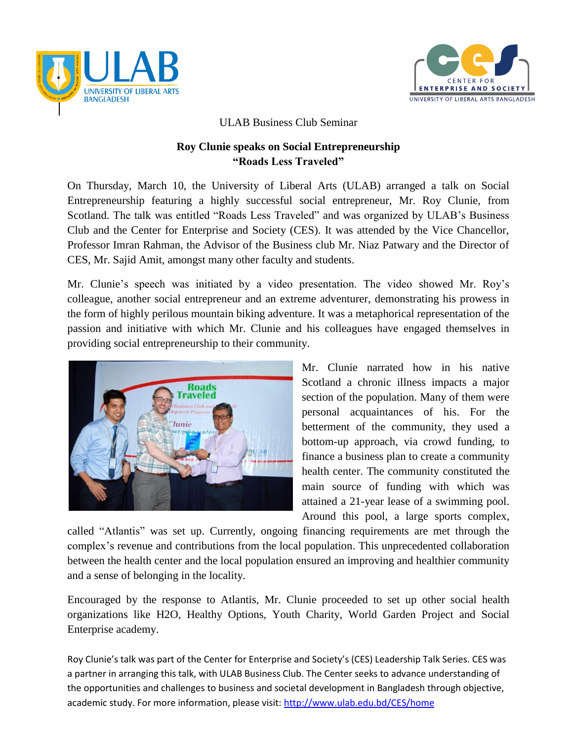ULAB Business Club Seminar

## Roy Clunie speaks on Social Entrepreneurship
## "Roads Less Traveled"

On Thursday, March 10, the University of Liberal Arts (ULAB) arranged a talk on Social Entrepreneurship featuring a highly successful social entrepreneur, Mr. Roy Clunie, from Scotland. The talk was entitled "Roads Less Traveled" and was organized by ULAB's Business Club and the Center for Enterprise and Society (CES). It was attended by the Vice Chancellor, Professor Imran Rahman, the Advisor of the Business club Mr. Niaz Patwary and the Director of CES, Mr. Sajid Amit, amongst many other faculty and students.

Mr. Clunie's speech was initiated by a video presentation. The video showed Mr. Roy's colleague, another social entrepreneur and an extreme adventurer, demonstrating his prowess in the form of highly perilous mountain biking adventure. It was a metaphorical representation of the passion and initiative with which Mr. Clunie and his colleagues have engaged themselves in providing social entrepreneurship to their community.

Mr. Clunie narrated how in his native Scotland a chronic illness impacts a major section of the population. Many of them were personal acquaintances of his. For the betterment of the community, they used a bottom-up approach, via crowd funding, to finance a business plan to create a community health center. The community constituted the main source of funding with which was attained a 21-year lease of a swimming pool. Around this pool, a large sports complex, called "Atlantis" was set up. Currently, ongoing financing requirements are met through the complex's revenue and contributions from the local population. This unprecedented collaboration between the health center and the local population ensured an improving and healthier community and a sense of belonging in the locality.

Encouraged by the response to Atlantis, Mr. Clunie proceeded to set up other social health organizations like H2O, Healthy Options, Youth Charity, World Garden Project and Social Enterprise academy.

Roy Clunie's talk was part of the Center for Enterprise and Society's (CES) Leadership Talk Series. CES was a partner in arranging this talk, with ULAB Business Club. The Center seeks to advance understanding of the opportunities and challenges to business and societal development in Bangladesh through objective, academic study. For more information, please visit: [http://www.ulab.edu.bd/CES/home](http://www.ulab.edu.bd/CES/home)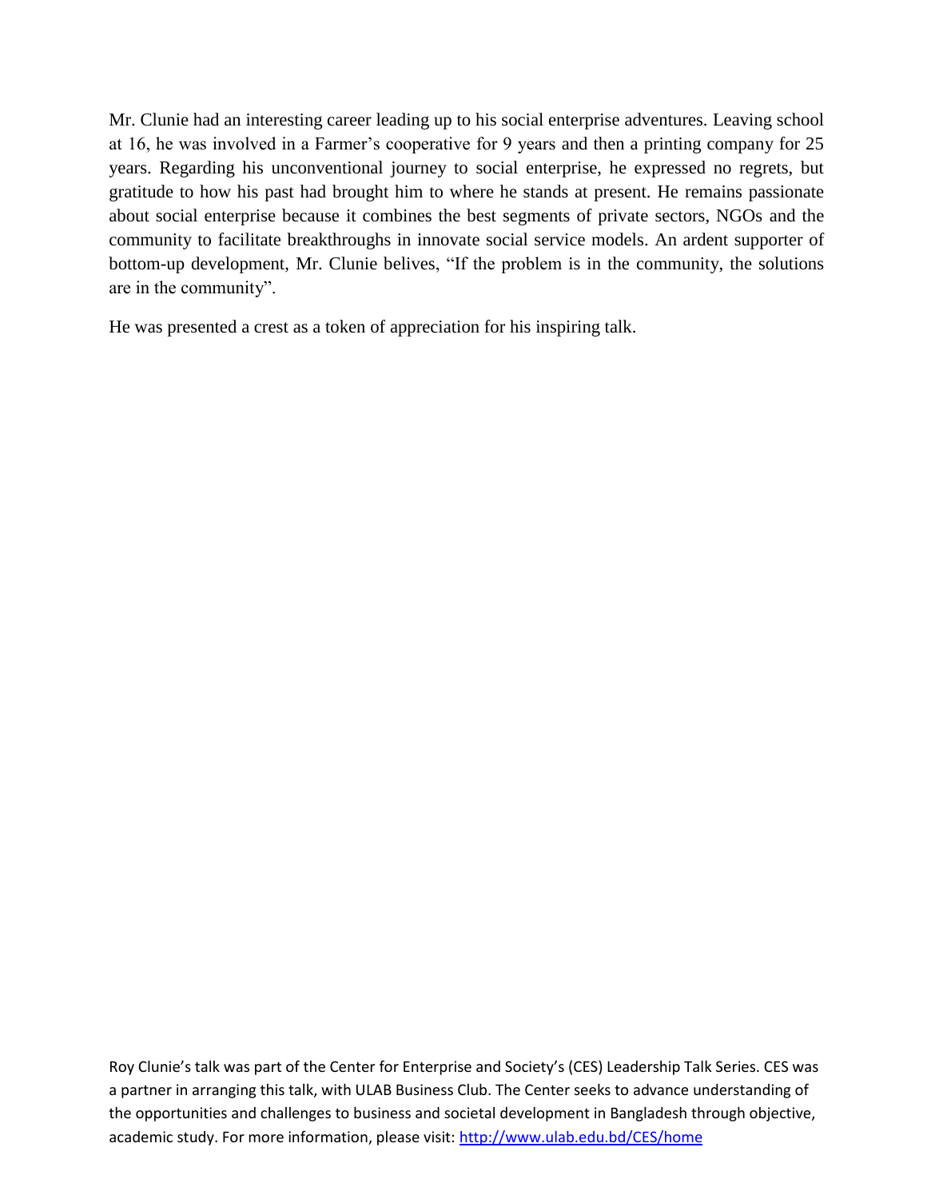Mr. Clunie had an interesting career leading up to his social enterprise adventures. Leaving school at 16, he was involved in a Farmer's cooperative for 9 years and then a printing company for 25 years. Regarding his unconventional journey to social enterprise, he expressed no regrets, but gratitude to how his past had brought him to where he stands at present. He remains passionate about social enterprise because it combines the best segments of private sectors, NGOs and the community to facilitate breakthroughs in innovate social service models. An ardent supporter of bottom-up development, Mr. Clunie belives, "If the problem is in the community, the solutions are in the community".

He was presented a crest as a token of appreciation for his inspiring talk.

Roy Clunie's talk was part of the Center for Enterprise and Society's (CES) Leadership Talk Series. CES was a partner in arranging this talk, with ULAB Business Club. The Center seeks to advance understanding of the opportunities and challenges to business and societal development in Bangladesh through objective, academic study. For more information, please visit: [http://www.ulab.edu.bd/CES/home](http://www.ulab.edu.bd/CES/home)